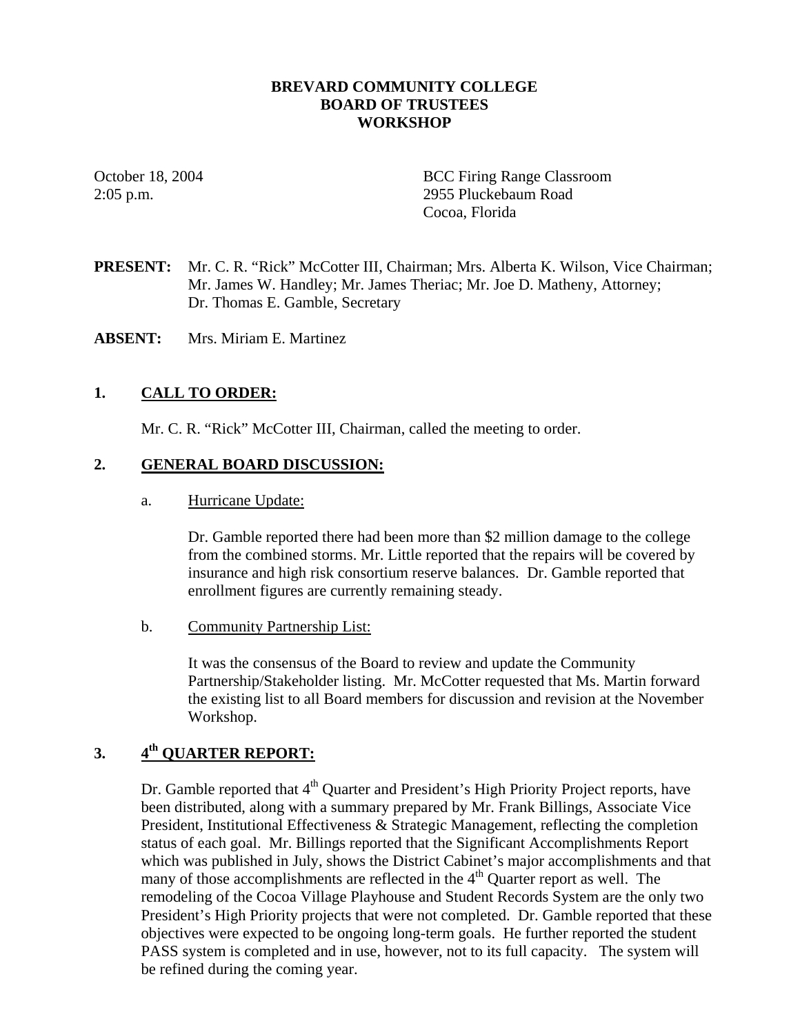# BREVARD COMMUNITY COLLEGE
# BOARD OF TRUSTEES
# WORKSHOP

October 18, 2004
2:05 p.m.

BCC Firing Range Classroom
2955 Pluckebaum Road
Cocoa, Florida

**PRESENT:** Mr. C. R. "Rick" McCotter III, Chairman; Mrs. Alberta K. Wilson, Vice Chairman; Mr. James W. Handley; Mr. James Theriac; Mr. Joe D. Matheny, Attorney; Dr. Thomas E. Gamble, Secretary

**ABSENT:** Mrs. Miriam E. Martinez

## 1. CALL TO ORDER:

Mr. C. R. "Rick" McCotter III, Chairman, called the meeting to order.

## 2. GENERAL BOARD DISCUSSION:

a. Hurricane Update:

Dr. Gamble reported there had been more than $2 million damage to the college from the combined storms. Mr. Little reported that the repairs will be covered by insurance and high risk consortium reserve balances. Dr. Gamble reported that enrollment figures are currently remaining steady.

b. Community Partnership List:

It was the consensus of the Board to review and update the Community Partnership/Stakeholder listing. Mr. McCotter requested that Ms. Martin forward the existing list to all Board members for discussion and revision at the November Workshop.

## 3. 4th QUARTER REPORT:

Dr. Gamble reported that 4th Quarter and President's High Priority Project reports, have been distributed, along with a summary prepared by Mr. Frank Billings, Associate Vice President, Institutional Effectiveness & Strategic Management, reflecting the completion status of each goal. Mr. Billings reported that the Significant Accomplishments Report which was published in July, shows the District Cabinet's major accomplishments and that many of those accomplishments are reflected in the 4th Quarter report as well. The remodeling of the Cocoa Village Playhouse and Student Records System are the only two President's High Priority projects that were not completed. Dr. Gamble reported that these objectives were expected to be ongoing long-term goals. He further reported the student PASS system is completed and in use, however, not to its full capacity. The system will be refined during the coming year.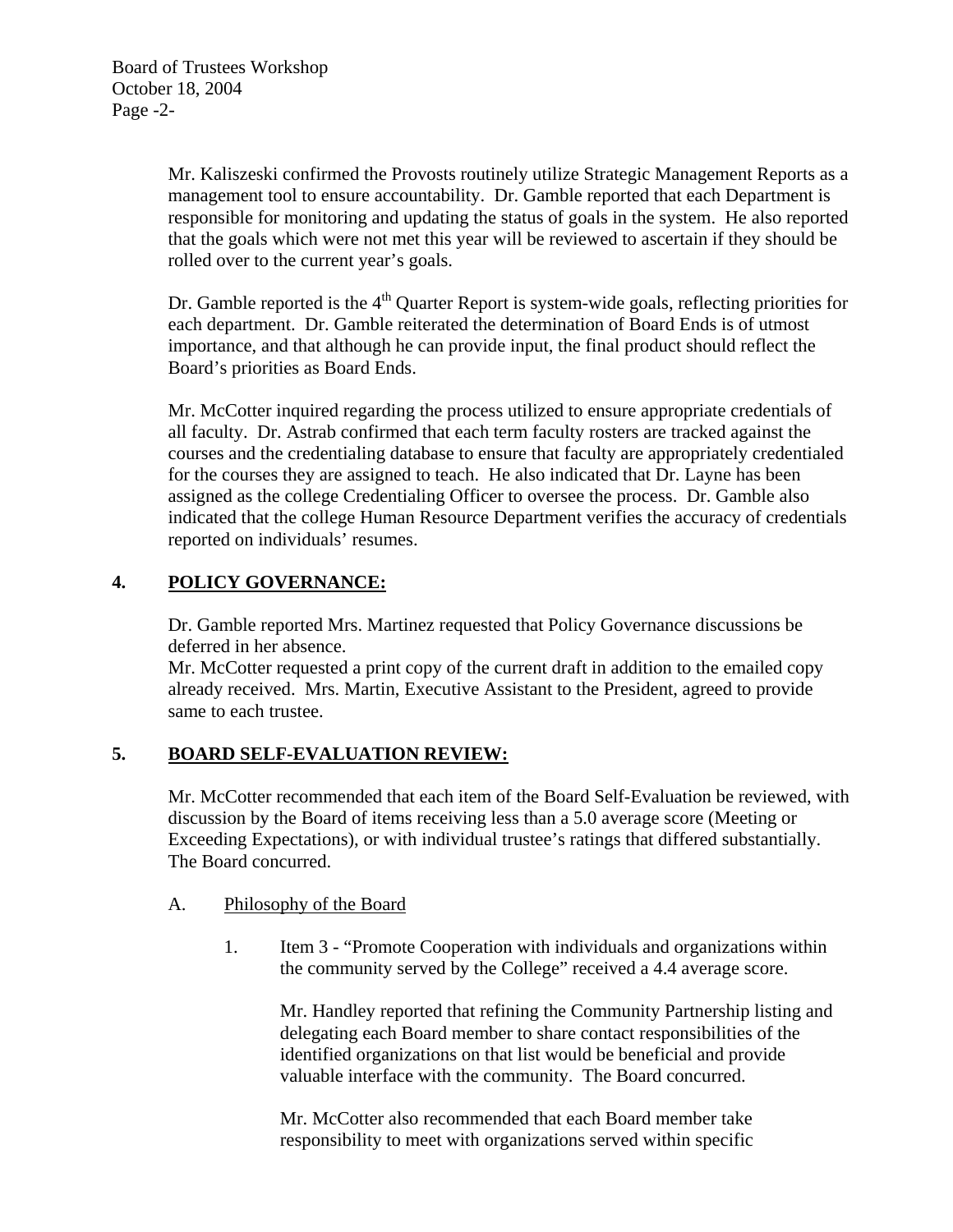Mr. Kaliszeski confirmed the Provosts routinely utilize Strategic Management Reports as a management tool to ensure accountability. Dr. Gamble reported that each Department is responsible for monitoring and updating the status of goals in the system. He also reported that the goals which were not met this year will be reviewed to ascertain if they should be rolled over to the current year's goals.

Dr. Gamble reported is the 4th Quarter Report is system-wide goals, reflecting priorities for each department. Dr. Gamble reiterated the determination of Board Ends is of utmost importance, and that although he can provide input, the final product should reflect the Board's priorities as Board Ends.

Mr. McCotter inquired regarding the process utilized to ensure appropriate credentials of all faculty. Dr. Astrab confirmed that each term faculty rosters are tracked against the courses and the credentialing database to ensure that faculty are appropriately credentialed for the courses they are assigned to teach. He also indicated that Dr. Layne has been assigned as the college Credentialing Officer to oversee the process. Dr. Gamble also indicated that the college Human Resource Department verifies the accuracy of credentials reported on individuals' resumes.

## 4. POLICY GOVERNANCE:

Dr. Gamble reported Mrs. Martinez requested that Policy Governance discussions be deferred in her absence.
Mr. McCotter requested a print copy of the current draft in addition to the emailed copy already received. Mrs. Martin, Executive Assistant to the President, agreed to provide same to each trustee.

## 5. BOARD SELF-EVALUATION REVIEW:

Mr. McCotter recommended that each item of the Board Self-Evaluation be reviewed, with discussion by the Board of items receiving less than a 5.0 average score (Meeting or Exceeding Expectations), or with individual trustee's ratings that differed substantially. The Board concurred.

A. Philosophy of the Board

1. Item 3 - "Promote Cooperation with individuals and organizations within the community served by the College" received a 4.4 average score.

   Mr. Handley reported that refining the Community Partnership listing and delegating each Board member to share contact responsibilities of the identified organizations on that list would be beneficial and provide valuable interface with the community. The Board concurred.

   Mr. McCotter also recommended that each Board member take responsibility to meet with organizations served within specific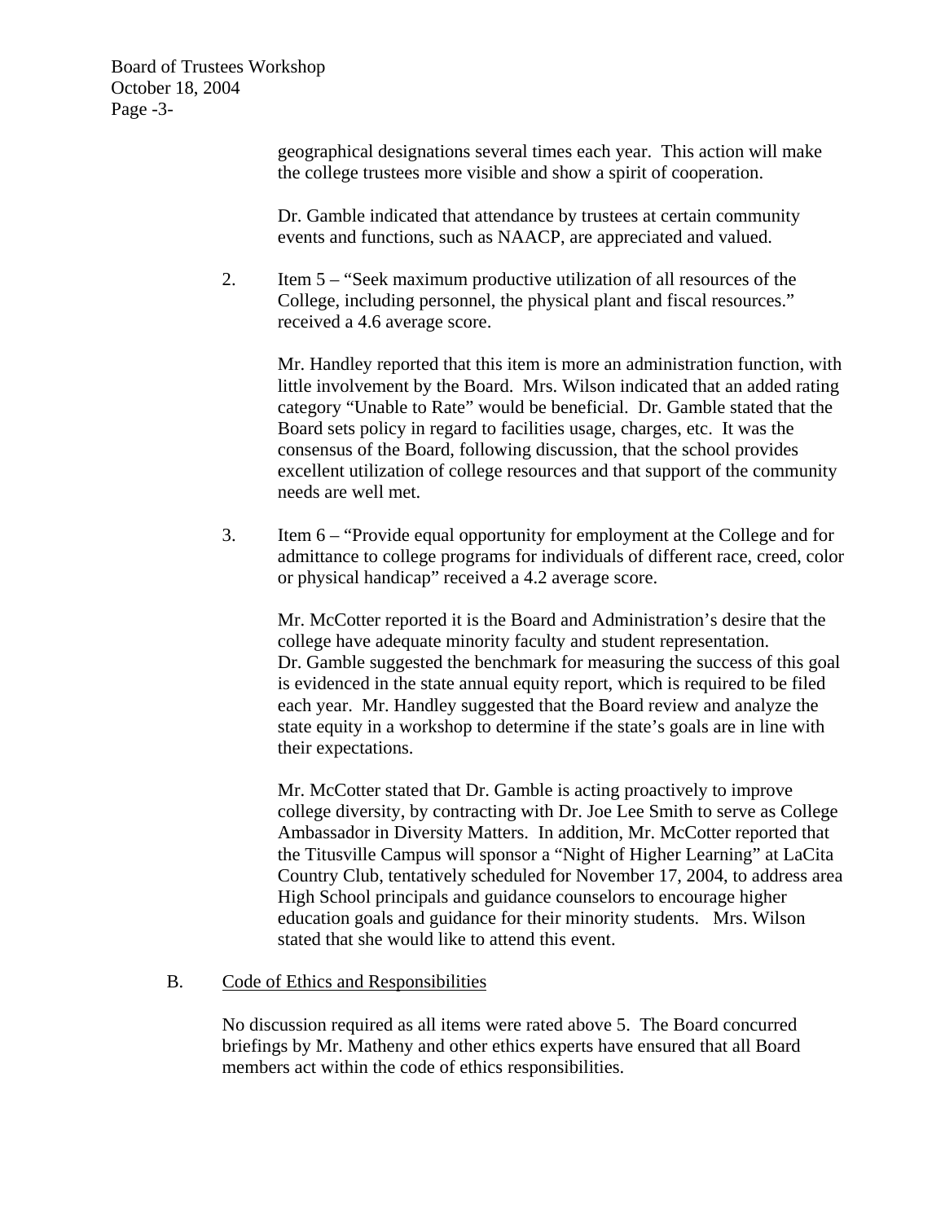geographical designations several times each year. This action will make the college trustees more visible and show a spirit of cooperation.

Dr. Gamble indicated that attendance by trustees at certain community events and functions, such as NAACP, are appreciated and valued.

2. Item 5 – "Seek maximum productive utilization of all resources of the College, including personnel, the physical plant and fiscal resources." received a 4.6 average score.

   Mr. Handley reported that this item is more an administration function, with little involvement by the Board. Mrs. Wilson indicated that an added rating category "Unable to Rate" would be beneficial. Dr. Gamble stated that the Board sets policy in regard to facilities usage, charges, etc. It was the consensus of the Board, following discussion, that the school provides excellent utilization of college resources and that support of the community needs are well met.

3. Item 6 – "Provide equal opportunity for employment at the College and for admittance to college programs for individuals of different race, creed, color or physical handicap" received a 4.2 average score.

   Mr. McCotter reported it is the Board and Administration's desire that the college have adequate minority faculty and student representation. Dr. Gamble suggested the benchmark for measuring the success of this goal is evidenced in the state annual equity report, which is required to be filed each year. Mr. Handley suggested that the Board review and analyze the state equity in a workshop to determine if the state's goals are in line with their expectations.

   Mr. McCotter stated that Dr. Gamble is acting proactively to improve college diversity, by contracting with Dr. Joe Lee Smith to serve as College Ambassador in Diversity Matters. In addition, Mr. McCotter reported that the Titusville Campus will sponsor a "Night of Higher Learning" at LaCita Country Club, tentatively scheduled for November 17, 2004, to address area High School principals and guidance counselors to encourage higher education goals and guidance for their minority students. Mrs. Wilson stated that she would like to attend this event.

B. Code of Ethics and Responsibilities

No discussion required as all items were rated above 5. The Board concurred briefings by Mr. Matheny and other ethics experts have ensured that all Board members act within the code of ethics responsibilities.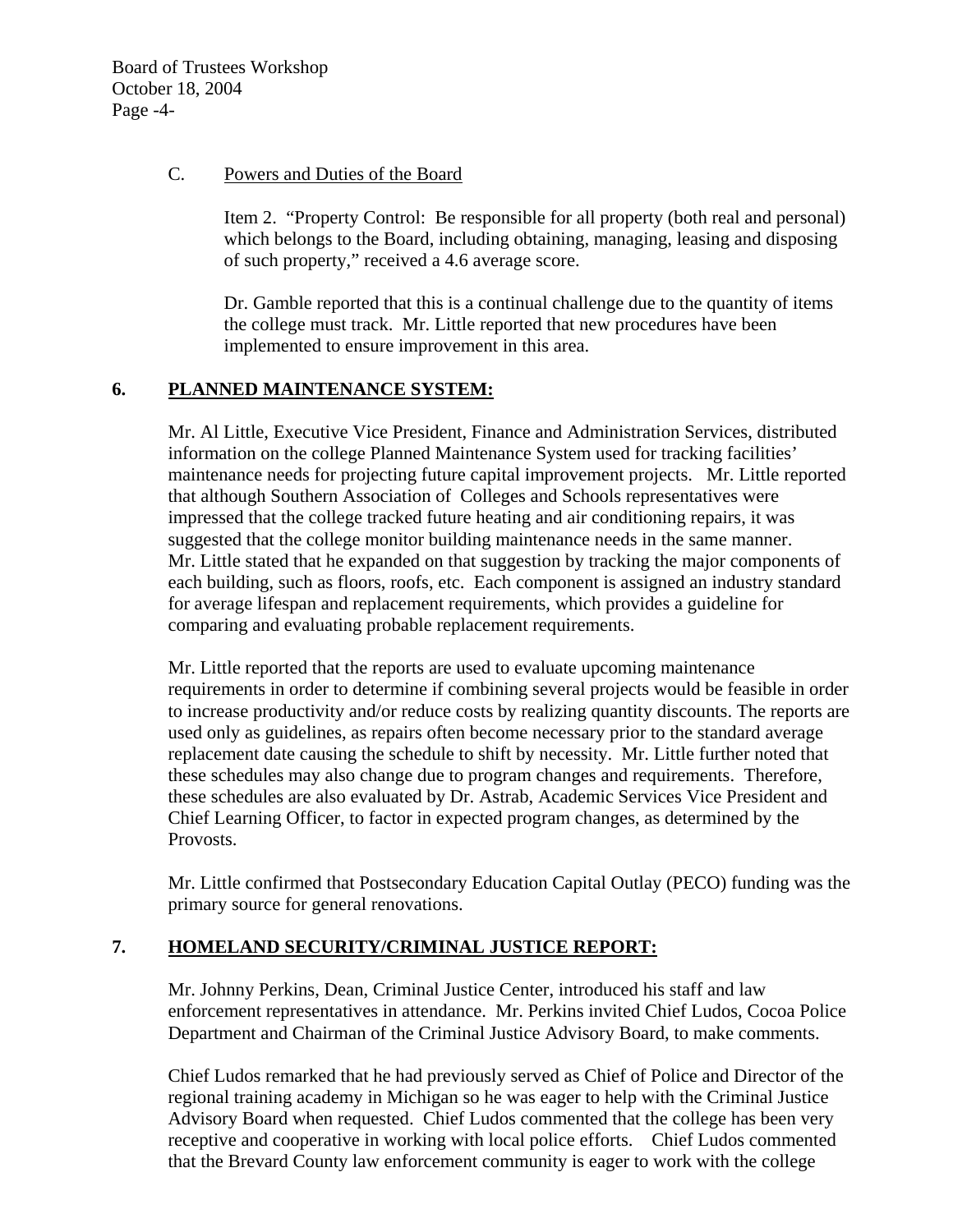C. Powers and Duties of the Board

Item 2. "Property Control: Be responsible for all property (both real and personal) which belongs to the Board, including obtaining, managing, leasing and disposing of such property," received a 4.6 average score.

Dr. Gamble reported that this is a continual challenge due to the quantity of items the college must track. Mr. Little reported that new procedures have been implemented to ensure improvement in this area.

## 6. PLANNED MAINTENANCE SYSTEM:

Mr. Al Little, Executive Vice President, Finance and Administration Services, distributed information on the college Planned Maintenance System used for tracking facilities' maintenance needs for projecting future capital improvement projects. Mr. Little reported that although Southern Association of Colleges and Schools representatives were impressed that the college tracked future heating and air conditioning repairs, it was suggested that the college monitor building maintenance needs in the same manner. Mr. Little stated that he expanded on that suggestion by tracking the major components of each building, such as floors, roofs, etc. Each component is assigned an industry standard for average lifespan and replacement requirements, which provides a guideline for comparing and evaluating probable replacement requirements.

Mr. Little reported that the reports are used to evaluate upcoming maintenance requirements in order to determine if combining several projects would be feasible in order to increase productivity and/or reduce costs by realizing quantity discounts. The reports are used only as guidelines, as repairs often become necessary prior to the standard average replacement date causing the schedule to shift by necessity. Mr. Little further noted that these schedules may also change due to program changes and requirements. Therefore, these schedules are also evaluated by Dr. Astrab, Academic Services Vice President and Chief Learning Officer, to factor in expected program changes, as determined by the Provosts.

Mr. Little confirmed that Postsecondary Education Capital Outlay (PECO) funding was the primary source for general renovations.

## 7. HOMELAND SECURITY/CRIMINAL JUSTICE REPORT:

Mr. Johnny Perkins, Dean, Criminal Justice Center, introduced his staff and law enforcement representatives in attendance. Mr. Perkins invited Chief Ludos, Cocoa Police Department and Chairman of the Criminal Justice Advisory Board, to make comments.

Chief Ludos remarked that he had previously served as Chief of Police and Director of the regional training academy in Michigan so he was eager to help with the Criminal Justice Advisory Board when requested. Chief Ludos commented that the college has been very receptive and cooperative in working with local police efforts. Chief Ludos commented that the Brevard County law enforcement community is eager to work with the college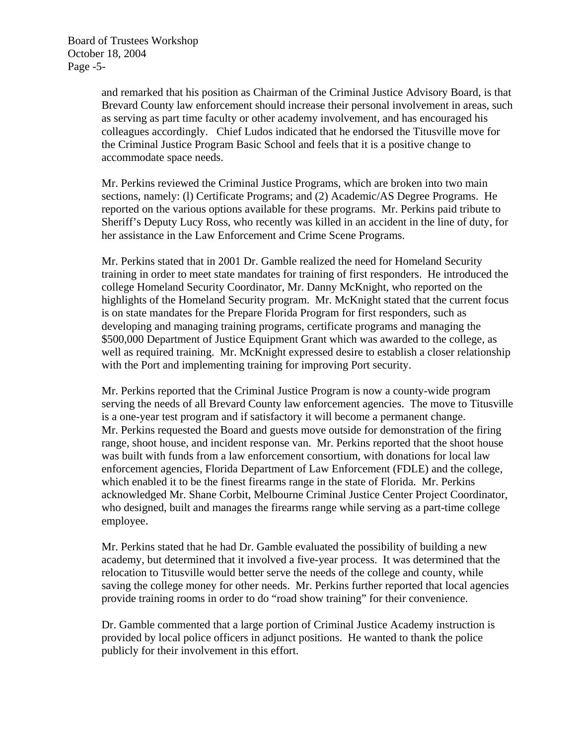and remarked that his position as Chairman of the Criminal Justice Advisory Board, is that Brevard County law enforcement should increase their personal involvement in areas, such as serving as part time faculty or other academy involvement, and has encouraged his colleagues accordingly. Chief Ludos indicated that he endorsed the Titusville move for the Criminal Justice Program Basic School and feels that it is a positive change to accommodate space needs.

Mr. Perkins reviewed the Criminal Justice Programs, which are broken into two main sections, namely: (l) Certificate Programs; and (2) Academic/AS Degree Programs. He reported on the various options available for these programs. Mr. Perkins paid tribute to Sheriff's Deputy Lucy Ross, who recently was killed in an accident in the line of duty, for her assistance in the Law Enforcement and Crime Scene Programs.

Mr. Perkins stated that in 2001 Dr. Gamble realized the need for Homeland Security training in order to meet state mandates for training of first responders. He introduced the college Homeland Security Coordinator, Mr. Danny McKnight, who reported on the highlights of the Homeland Security program. Mr. McKnight stated that the current focus is on state mandates for the Prepare Florida Program for first responders, such as developing and managing training programs, certificate programs and managing the $500,000 Department of Justice Equipment Grant which was awarded to the college, as well as required training. Mr. McKnight expressed desire to establish a closer relationship with the Port and implementing training for improving Port security.

Mr. Perkins reported that the Criminal Justice Program is now a county-wide program serving the needs of all Brevard County law enforcement agencies. The move to Titusville is a one-year test program and if satisfactory it will become a permanent change. Mr. Perkins requested the Board and guests move outside for demonstration of the firing range, shoot house, and incident response van. Mr. Perkins reported that the shoot house was built with funds from a law enforcement consortium, with donations for local law enforcement agencies, Florida Department of Law Enforcement (FDLE) and the college, which enabled it to be the finest firearms range in the state of Florida. Mr. Perkins acknowledged Mr. Shane Corbit, Melbourne Criminal Justice Center Project Coordinator, who designed, built and manages the firearms range while serving as a part-time college employee.

Mr. Perkins stated that he had Dr. Gamble evaluated the possibility of building a new academy, but determined that it involved a five-year process. It was determined that the relocation to Titusville would better serve the needs of the college and county, while saving the college money for other needs. Mr. Perkins further reported that local agencies provide training rooms in order to do "road show training" for their convenience.

Dr. Gamble commented that a large portion of Criminal Justice Academy instruction is provided by local police officers in adjunct positions. He wanted to thank the police publicly for their involvement in this effort.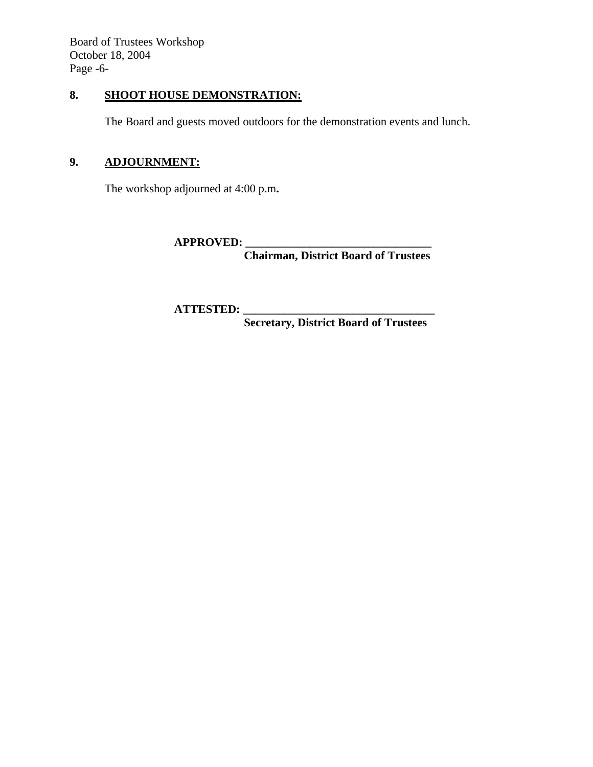## 8. SHOOT HOUSE DEMONSTRATION:

The Board and guests moved outdoors for the demonstration events and lunch.

## 9. ADJOURNMENT:

The workshop adjourned at 4:00 p.m**.**

**APPROVED: ________________________________**
**Chairman, District Board of Trustees**

**ATTESTED: ________________________________**
**Secretary, District Board of Trustees**